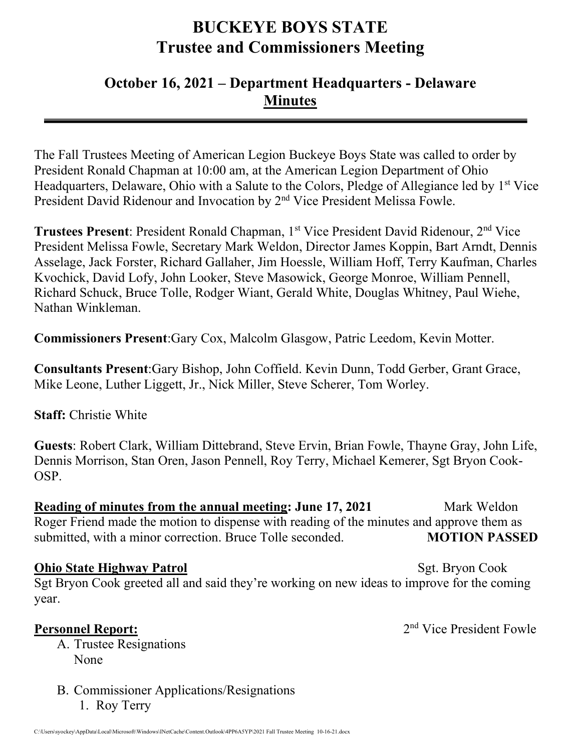# BUCKEYE BOYS STATE
# Trustee and Commissioners Meeting

## October 16, 2021 – Department Headquarters - Delaware
## Minutes

---

The Fall Trustees Meeting of American Legion Buckeye Boys State was called to order by President Ronald Chapman at 10:00 am, at the American Legion Department of Ohio Headquarters, Delaware, Ohio with a Salute to the Colors, Pledge of Allegiance led by 1st Vice President David Ridenour and Invocation by 2nd Vice President Melissa Fowle.

**Trustees Present**: President Ronald Chapman, 1st Vice President David Ridenour, 2nd Vice President Melissa Fowle, Secretary Mark Weldon, Director James Koppin, Bart Arndt, Dennis Asselage, Jack Forster, Richard Gallaher, Jim Hoessle, William Hoff, Terry Kaufman, Charles Kvochick, David Lofy, John Looker, Steve Masowick, George Monroe, William Pennell, Richard Schuck, Bruce Tolle, Rodger Wiant, Gerald White, Douglas Whitney, Paul Wiehe, Nathan Winkleman.

**Commissioners Present**:Gary Cox, Malcolm Glasgow, Patric Leedom, Kevin Motter.

**Consultants Present**:Gary Bishop, John Coffield. Kevin Dunn, Todd Gerber, Grant Grace, Mike Leone, Luther Liggett, Jr., Nick Miller, Steve Scherer, Tom Worley.

**Staff:** Christie White

**Guests**: Robert Clark, William Dittebrand, Steve Ervin, Brian Fowle, Thayne Gray, John Life, Dennis Morrison, Stan Oren, Jason Pennell, Roy Terry, Michael Kemerer, Sgt Bryon Cook-OSP.

**Reading of minutes from the annual meeting: June 17, 2021** Mark Weldon

Roger Friend made the motion to dispense with reading of the minutes and approve them as submitted, with a minor correction. Bruce Tolle seconded. **MOTION PASSED**

**Ohio State Highway Patrol** Sgt. Bryon Cook

Sgt Bryon Cook greeted all and said they're working on new ideas to improve for the coming year.

**Personnel Report:** 2nd Vice President Fowle

A. Trustee Resignations
   None

B. Commissioner Applications/Resignations
   1. Roy Terry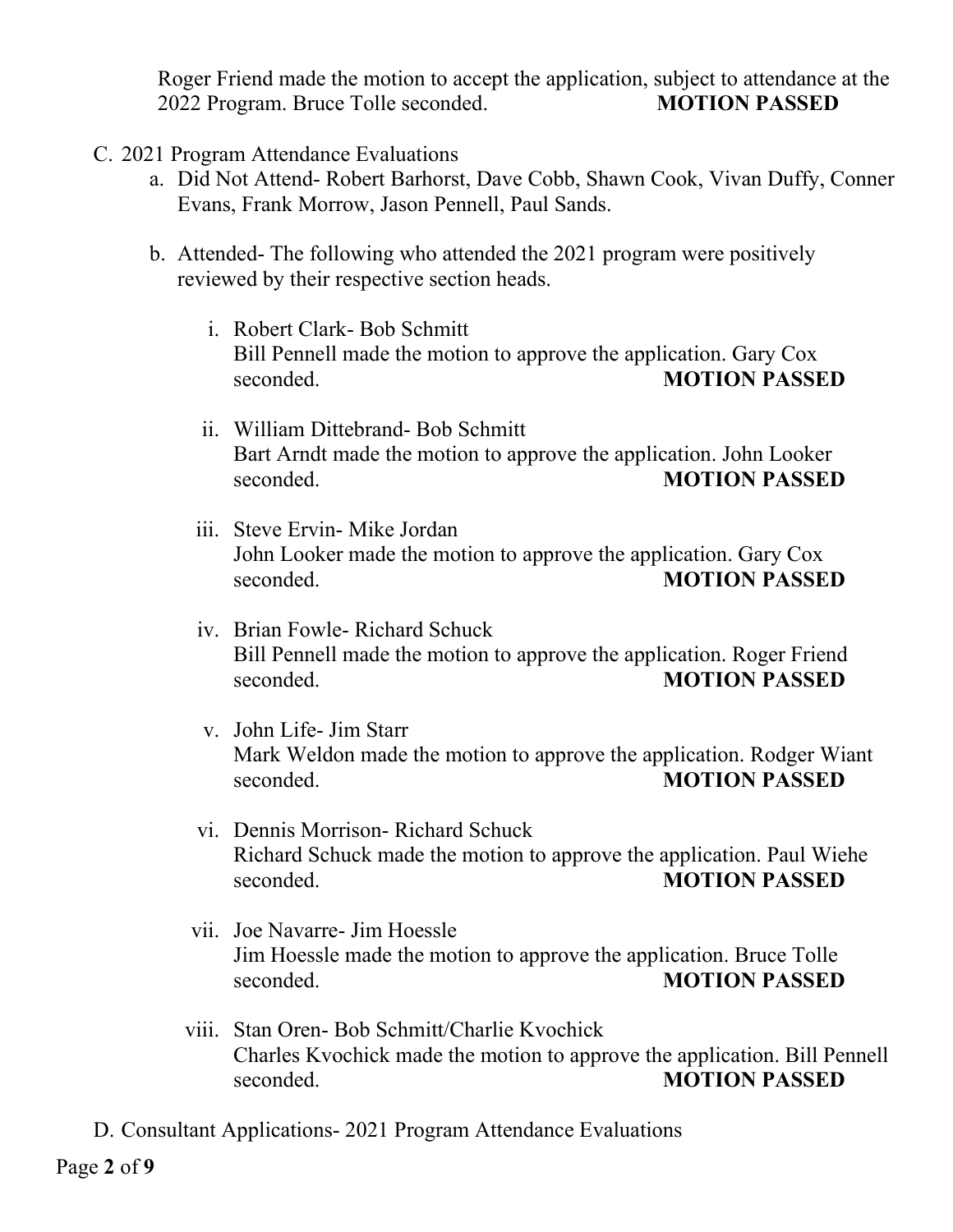Roger Friend made the motion to accept the application, subject to attendance at the 2022 Program. Bruce Tolle seconded. **MOTION PASSED**

C. 2021 Program Attendance Evaluations

a. Did Not Attend- Robert Barhorst, Dave Cobb, Shawn Cook, Vivan Duffy, Conner Evans, Frank Morrow, Jason Pennell, Paul Sands.

b. Attended- The following who attended the 2021 program were positively reviewed by their respective section heads.

i. Robert Clark- Bob Schmitt
Bill Pennell made the motion to approve the application. Gary Cox seconded. **MOTION PASSED**

ii. William Dittebrand- Bob Schmitt
Bart Arndt made the motion to approve the application. John Looker seconded. **MOTION PASSED**

iii. Steve Ervin- Mike Jordan
John Looker made the motion to approve the application. Gary Cox seconded. **MOTION PASSED**

iv. Brian Fowle- Richard Schuck
Bill Pennell made the motion to approve the application. Roger Friend seconded. **MOTION PASSED**

v. John Life- Jim Starr
Mark Weldon made the motion to approve the application. Rodger Wiant seconded. **MOTION PASSED**

vi. Dennis Morrison- Richard Schuck
Richard Schuck made the motion to approve the application. Paul Wiehe seconded. **MOTION PASSED**

vii. Joe Navarre- Jim Hoessle
Jim Hoessle made the motion to approve the application. Bruce Tolle seconded. **MOTION PASSED**

viii. Stan Oren- Bob Schmitt/Charlie Kvochick
Charles Kvochick made the motion to approve the application. Bill Pennell seconded. **MOTION PASSED**

D. Consultant Applications- 2021 Program Attendance Evaluations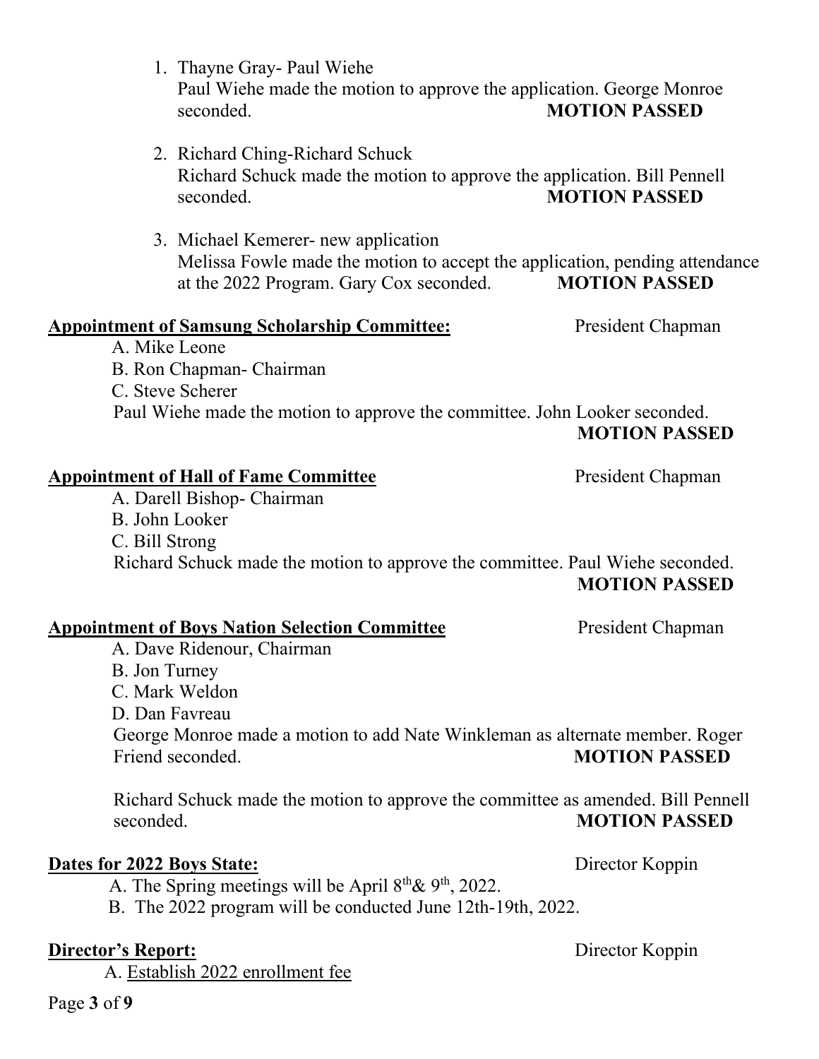1. Thayne Gray- Paul Wiehe
   Paul Wiehe made the motion to approve the application. George Monroe seconded. **MOTION PASSED**

2. Richard Ching-Richard Schuck
   Richard Schuck made the motion to approve the application. Bill Pennell seconded. **MOTION PASSED**

3. Michael Kemerer- new application
   Melissa Fowle made the motion to accept the application, pending attendance at the 2022 Program. Gary Cox seconded. **MOTION PASSED**

**<u>Appointment of Samsung Scholarship Committee:</u>** President Chapman

A. Mike Leone
B. Ron Chapman- Chairman
C. Steve Scherer

Paul Wiehe made the motion to approve the committee. John Looker seconded. **MOTION PASSED**

**<u>Appointment of Hall of Fame Committee</u>** President Chapman

A. Darell Bishop- Chairman
B. John Looker
C. Bill Strong

Richard Schuck made the motion to approve the committee. Paul Wiehe seconded. **MOTION PASSED**

**<u>Appointment of Boys Nation Selection Committee</u>** President Chapman

A. Dave Ridenour, Chairman
B. Jon Turney
C. Mark Weldon
D. Dan Favreau

George Monroe made a motion to add Nate Winkleman as alternate member. Roger Friend seconded. **MOTION PASSED**

Richard Schuck made the motion to approve the committee as amended. Bill Pennell seconded. **MOTION PASSED**

**<u>Dates for 2022 Boys State:</u>** Director Koppin

A. The Spring meetings will be April 8th& 9th, 2022.
B. The 2022 program will be conducted June 12th-19th, 2022.

**<u>Director's Report:</u>** Director Koppin

A. <u>Establish 2022 enrollment fee</u>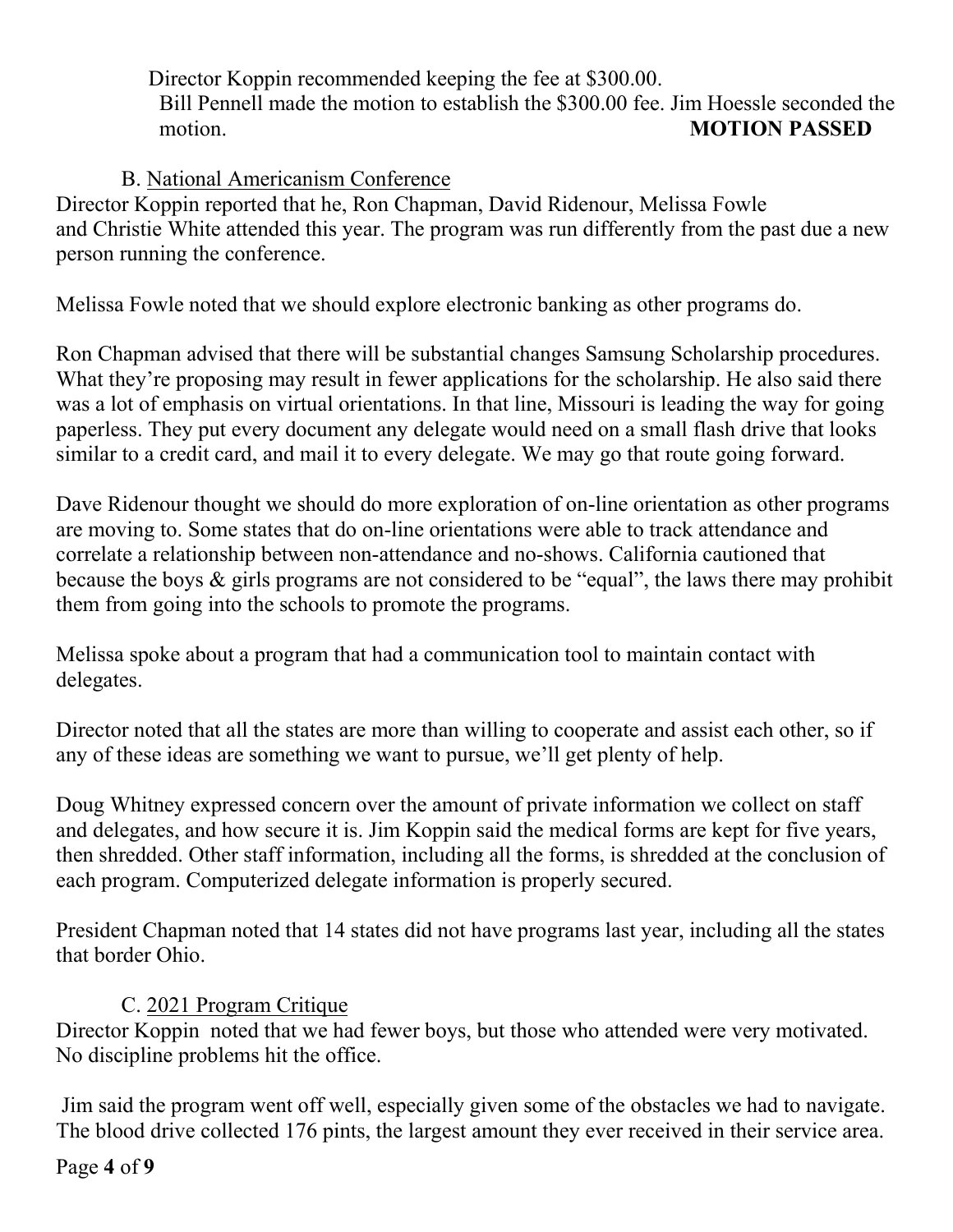Director Koppin recommended keeping the fee at $300.00.

Bill Pennell made the motion to establish the $300.00 fee. Jim Hoessle seconded the motion. **MOTION PASSED**

B. National Americanism Conference

Director Koppin reported that he, Ron Chapman, David Ridenour, Melissa Fowle and Christie White attended this year. The program was run differently from the past due a new person running the conference.

Melissa Fowle noted that we should explore electronic banking as other programs do.

Ron Chapman advised that there will be substantial changes Samsung Scholarship procedures. What they're proposing may result in fewer applications for the scholarship. He also said there was a lot of emphasis on virtual orientations. In that line, Missouri is leading the way for going paperless. They put every document any delegate would need on a small flash drive that looks similar to a credit card, and mail it to every delegate. We may go that route going forward.

Dave Ridenour thought we should do more exploration of on-line orientation as other programs are moving to. Some states that do on-line orientations were able to track attendance and correlate a relationship between non-attendance and no-shows. California cautioned that because the boys & girls programs are not considered to be "equal", the laws there may prohibit them from going into the schools to promote the programs.

Melissa spoke about a program that had a communication tool to maintain contact with delegates.

Director noted that all the states are more than willing to cooperate and assist each other, so if any of these ideas are something we want to pursue, we'll get plenty of help.

Doug Whitney expressed concern over the amount of private information we collect on staff and delegates, and how secure it is. Jim Koppin said the medical forms are kept for five years, then shredded. Other staff information, including all the forms, is shredded at the conclusion of each program. Computerized delegate information is properly secured.

President Chapman noted that 14 states did not have programs last year, including all the states that border Ohio.

C. 2021 Program Critique

Director Koppin noted that we had fewer boys, but those who attended were very motivated. No discipline problems hit the office.

Jim said the program went off well, especially given some of the obstacles we had to navigate. The blood drive collected 176 pints, the largest amount they ever received in their service area.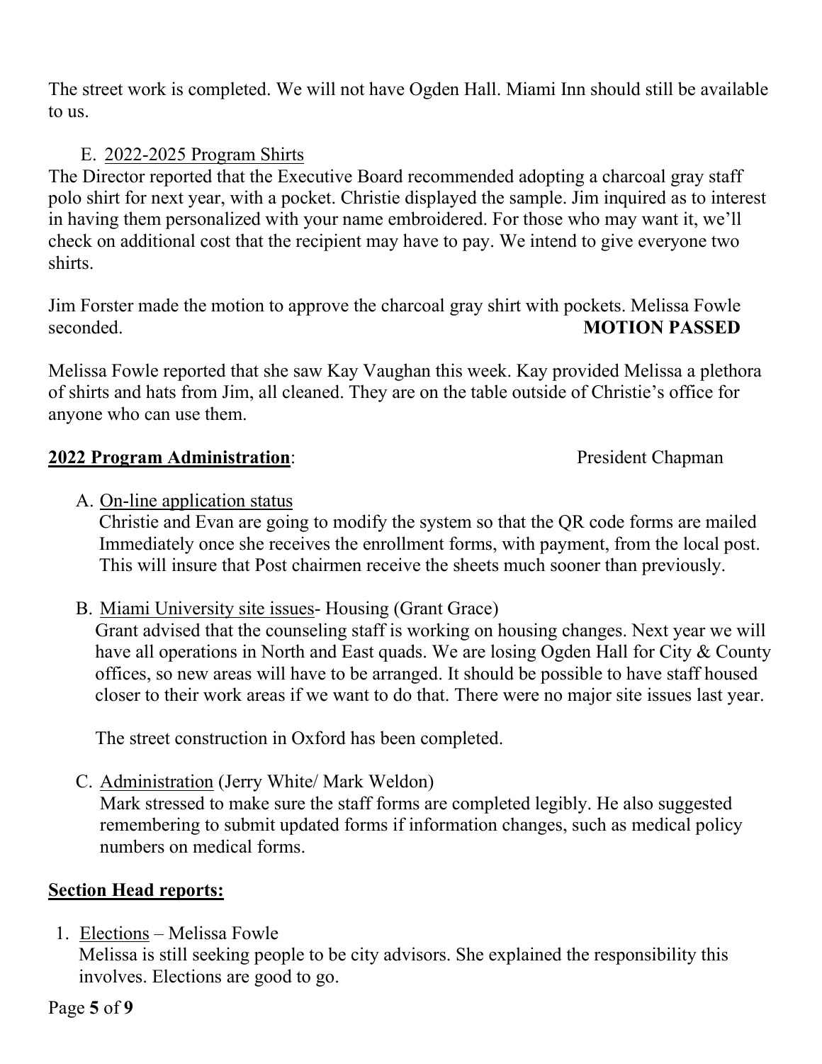The street work is completed. We will not have Ogden Hall. Miami Inn should still be available to us.

E. <u>2022-2025 Program Shirts</u>

The Director reported that the Executive Board recommended adopting a charcoal gray staff polo shirt for next year, with a pocket. Christie displayed the sample. Jim inquired as to interest in having them personalized with your name embroidered. For those who may want it, we'll check on additional cost that the recipient may have to pay. We intend to give everyone two shirts.

Jim Forster made the motion to approve the charcoal gray shirt with pockets. Melissa Fowle seconded. **MOTION PASSED**

Melissa Fowle reported that she saw Kay Vaughan this week. Kay provided Melissa a plethora of shirts and hats from Jim, all cleaned. They are on the table outside of Christie's office for anyone who can use them.

**<u>2022 Program Administration</u>**: President Chapman

A. <u>On-line application status</u>

Christie and Evan are going to modify the system so that the QR code forms are mailed Immediately once she receives the enrollment forms, with payment, from the local post. This will insure that Post chairmen receive the sheets much sooner than previously.

B. <u>Miami University site issues</u>- Housing (Grant Grace)

Grant advised that the counseling staff is working on housing changes. Next year we will have all operations in North and East quads. We are losing Ogden Hall for City & County offices, so new areas will have to be arranged. It should be possible to have staff housed closer to their work areas if we want to do that. There were no major site issues last year.

The street construction in Oxford has been completed.

C. <u>Administration</u> (Jerry White/ Mark Weldon)

Mark stressed to make sure the staff forms are completed legibly. He also suggested remembering to submit updated forms if information changes, such as medical policy numbers on medical forms.

**<u>Section Head reports:</u>**

1. <u>Elections</u> – Melissa Fowle

   Melissa is still seeking people to be city advisors. She explained the responsibility this involves. Elections are good to go.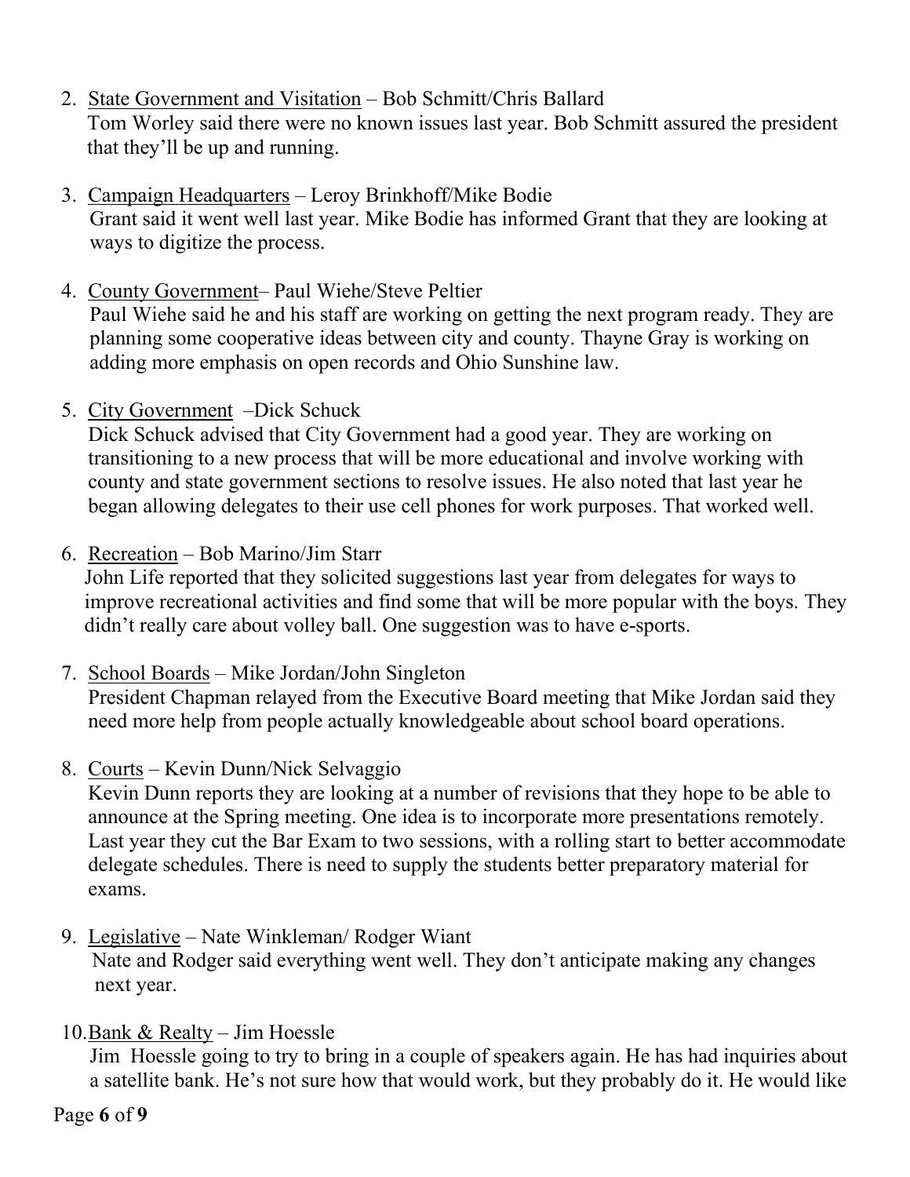2. State Government and Visitation – Bob Schmitt/Chris Ballard
   Tom Worley said there were no known issues last year. Bob Schmitt assured the president that they'll be up and running.

3. Campaign Headquarters – Leroy Brinkhoff/Mike Bodie
   Grant said it went well last year. Mike Bodie has informed Grant that they are looking at ways to digitize the process.

4. County Government– Paul Wiehe/Steve Peltier
   Paul Wiehe said he and his staff are working on getting the next program ready. They are planning some cooperative ideas between city and county. Thayne Gray is working on adding more emphasis on open records and Ohio Sunshine law.

5. City Government –Dick Schuck
   Dick Schuck advised that City Government had a good year. They are working on transitioning to a new process that will be more educational and involve working with county and state government sections to resolve issues. He also noted that last year he began allowing delegates to their use cell phones for work purposes. That worked well.

6. Recreation – Bob Marino/Jim Starr
   John Life reported that they solicited suggestions last year from delegates for ways to improve recreational activities and find some that will be more popular with the boys. They didn't really care about volley ball. One suggestion was to have e-sports.

7. School Boards – Mike Jordan/John Singleton
   President Chapman relayed from the Executive Board meeting that Mike Jordan said they need more help from people actually knowledgeable about school board operations.

8. Courts – Kevin Dunn/Nick Selvaggio
   Kevin Dunn reports they are looking at a number of revisions that they hope to be able to announce at the Spring meeting. One idea is to incorporate more presentations remotely. Last year they cut the Bar Exam to two sessions, with a rolling start to better accommodate delegate schedules. There is need to supply the students better preparatory material for exams.

9. Legislative – Nate Winkleman/ Rodger Wiant
   Nate and Rodger said everything went well. They don't anticipate making any changes next year.

10. Bank & Realty – Jim Hoessle
    Jim Hoessle going to try to bring in a couple of speakers again. He has had inquiries about a satellite bank. He's not sure how that would work, but they probably do it. He would like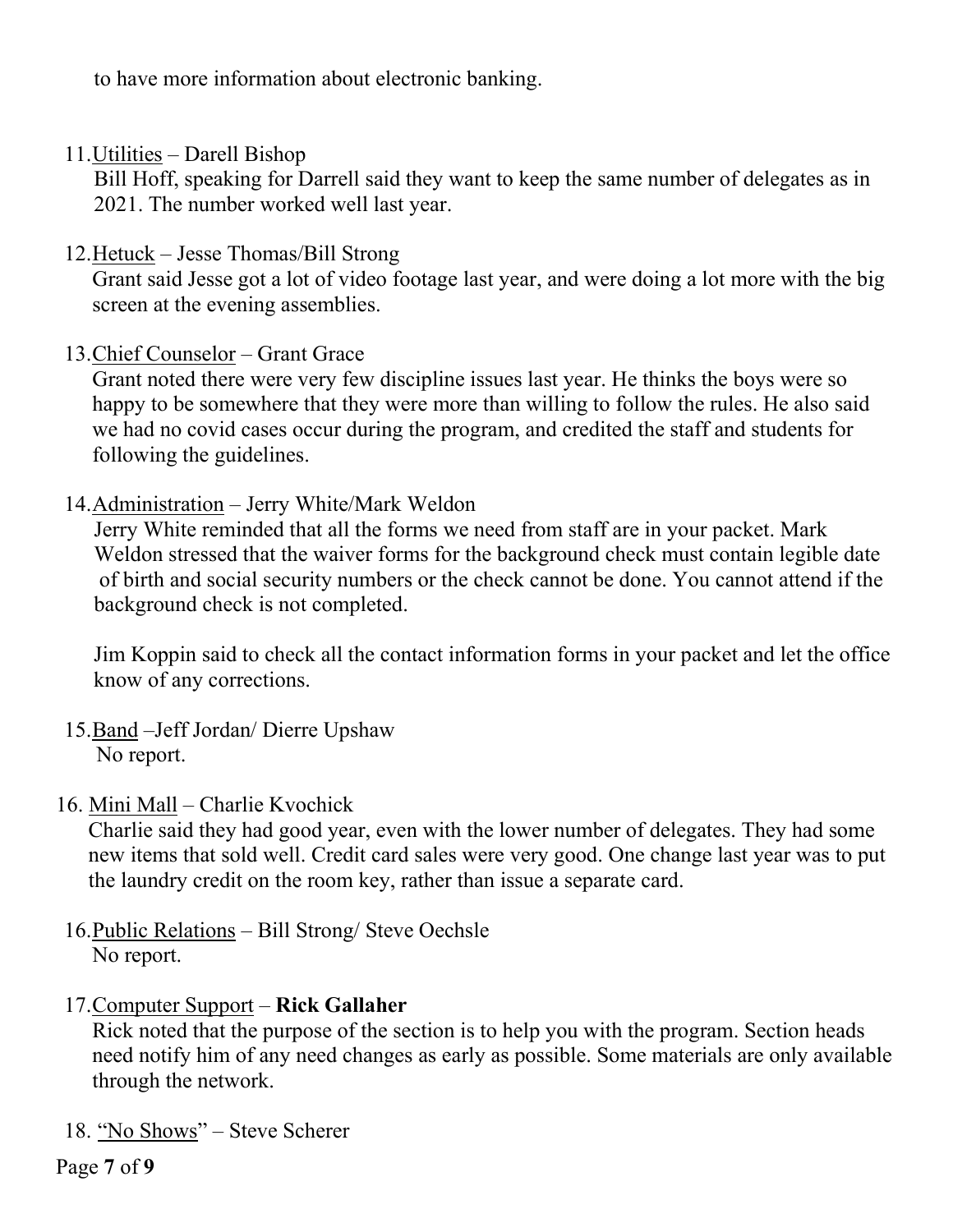to have more information about electronic banking.

11. <u>Utilities</u> – Darell Bishop

    Bill Hoff, speaking for Darrell said they want to keep the same number of delegates as in 2021. The number worked well last year.

12. <u>Hetuck</u> – Jesse Thomas/Bill Strong

    Grant said Jesse got a lot of video footage last year, and were doing a lot more with the big screen at the evening assemblies.

13. <u>Chief Counselor</u> – Grant Grace

    Grant noted there were very few discipline issues last year. He thinks the boys were so happy to be somewhere that they were more than willing to follow the rules. He also said we had no covid cases occur during the program, and credited the staff and students for following the guidelines.

14. <u>Administration</u> – Jerry White/Mark Weldon

    Jerry White reminded that all the forms we need from staff are in your packet. Mark Weldon stressed that the waiver forms for the background check must contain legible date of birth and social security numbers or the check cannot be done. You cannot attend if the background check is not completed.

    Jim Koppin said to check all the contact information forms in your packet and let the office know of any corrections.

15. <u>Band</u> –Jeff Jordan/ Dierre Upshaw

    No report.

16. <u>Mini Mall</u> – Charlie Kvochick

    Charlie said they had good year, even with the lower number of delegates. They had some new items that sold well. Credit card sales were very good. One change last year was to put the laundry credit on the room key, rather than issue a separate card.

16. <u>Public Relations</u> – Bill Strong/ Steve Oechsle

    No report.

17. <u>Computer Support</u> – **Rick Gallaher**

    Rick noted that the purpose of the section is to help you with the program. Section heads need notify him of any need changes as early as possible. Some materials are only available through the network.

18. <u>"No Shows</u>" – Steve Scherer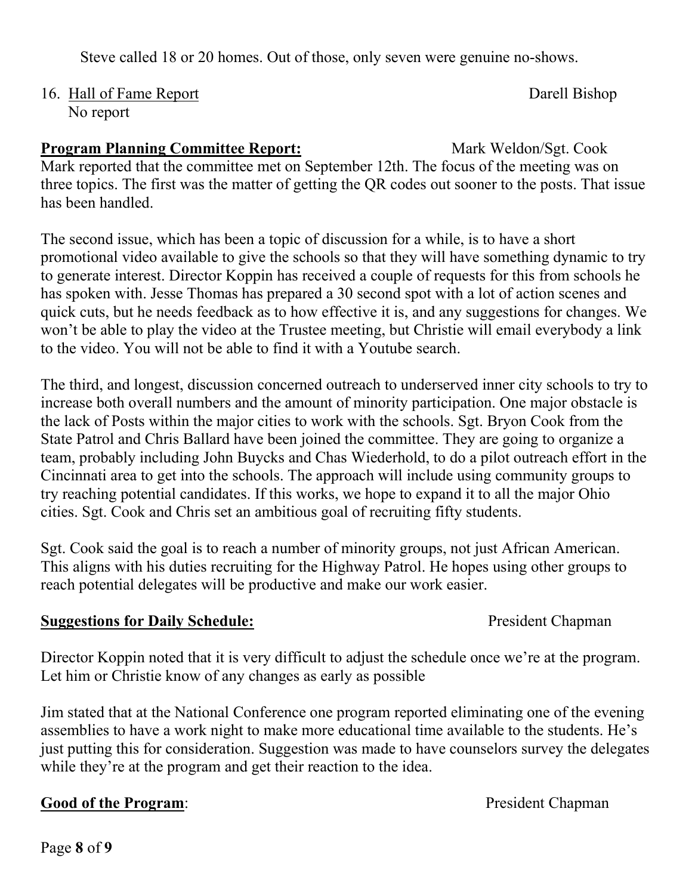Steve called 18 or 20 homes. Out of those, only seven were genuine no-shows.

16. Hall of Fame Report — Darell Bishop

No report

**Program Planning Committee Report:** — Mark Weldon/Sgt. Cook

Mark reported that the committee met on September 12th. The focus of the meeting was on three topics. The first was the matter of getting the QR codes out sooner to the posts. That issue has been handled.

The second issue, which has been a topic of discussion for a while, is to have a short promotional video available to give the schools so that they will have something dynamic to try to generate interest. Director Koppin has received a couple of requests for this from schools he has spoken with. Jesse Thomas has prepared a 30 second spot with a lot of action scenes and quick cuts, but he needs feedback as to how effective it is, and any suggestions for changes. We won't be able to play the video at the Trustee meeting, but Christie will email everybody a link to the video. You will not be able to find it with a Youtube search.

The third, and longest, discussion concerned outreach to underserved inner city schools to try to increase both overall numbers and the amount of minority participation. One major obstacle is the lack of Posts within the major cities to work with the schools. Sgt. Bryon Cook from the State Patrol and Chris Ballard have been joined the committee. They are going to organize a team, probably including John Buycks and Chas Wiederhold, to do a pilot outreach effort in the Cincinnati area to get into the schools. The approach will include using community groups to try reaching potential candidates. If this works, we hope to expand it to all the major Ohio cities. Sgt. Cook and Chris set an ambitious goal of recruiting fifty students.

Sgt. Cook said the goal is to reach a number of minority groups, not just African American. This aligns with his duties recruiting for the Highway Patrol. He hopes using other groups to reach potential delegates will be productive and make our work easier.

**Suggestions for Daily Schedule:** — President Chapman

Director Koppin noted that it is very difficult to adjust the schedule once we're at the program. Let him or Christie know of any changes as early as possible

Jim stated that at the National Conference one program reported eliminating one of the evening assemblies to have a work night to make more educational time available to the students. He's just putting this for consideration. Suggestion was made to have counselors survey the delegates while they're at the program and get their reaction to the idea.

**Good of the Program**: — President Chapman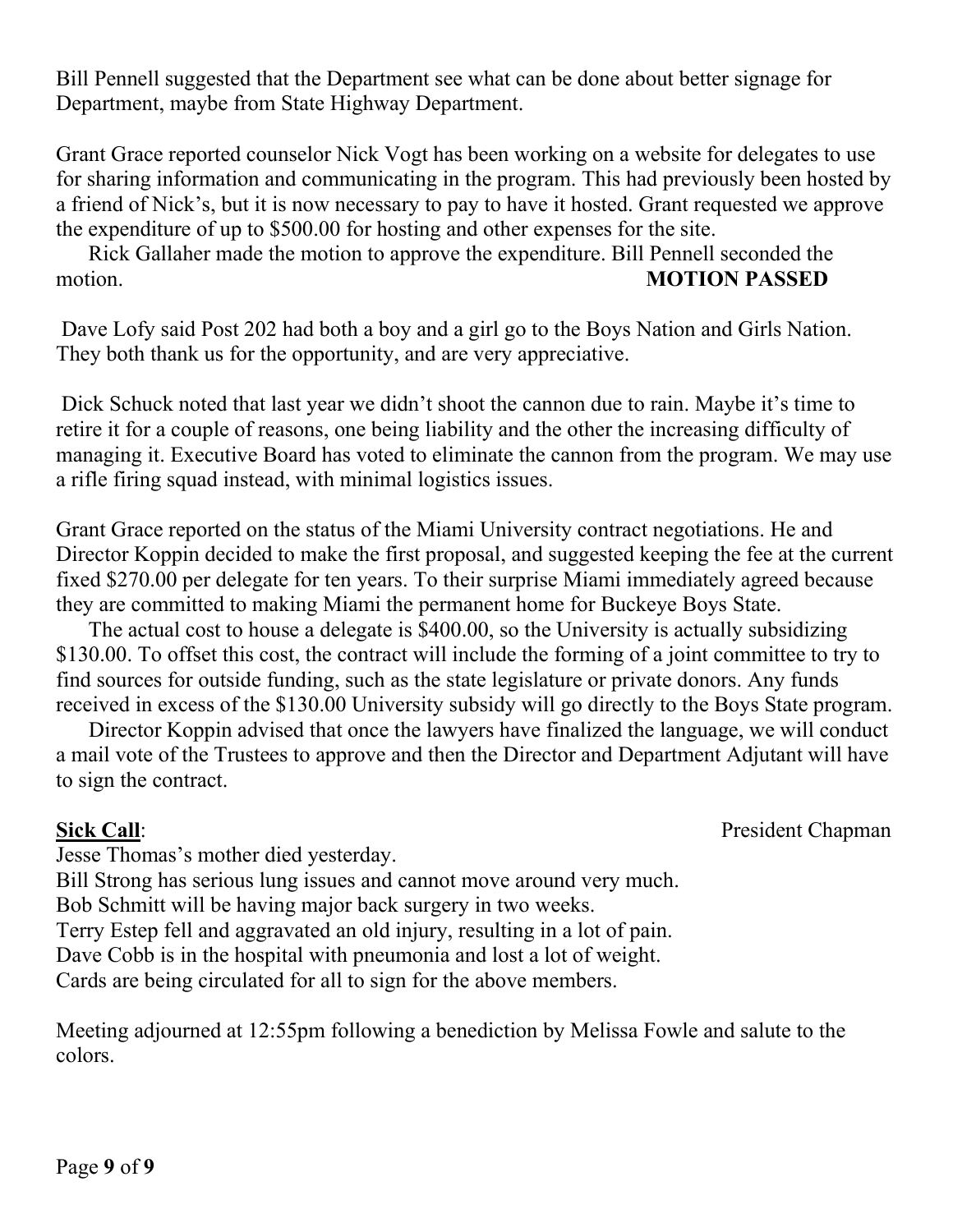Bill Pennell suggested that the Department see what can be done about better signage for Department, maybe from State Highway Department.

Grant Grace reported counselor Nick Vogt has been working on a website for delegates to use for sharing information and communicating in the program. This had previously been hosted by a friend of Nick's, but it is now necessary to pay to have it hosted. Grant requested we approve the expenditure of up to $500.00 for hosting and other expenses for the site.

Rick Gallaher made the motion to approve the expenditure. Bill Pennell seconded the motion. **MOTION PASSED**

Dave Lofy said Post 202 had both a boy and a girl go to the Boys Nation and Girls Nation. They both thank us for the opportunity, and are very appreciative.

Dick Schuck noted that last year we didn't shoot the cannon due to rain. Maybe it's time to retire it for a couple of reasons, one being liability and the other the increasing difficulty of managing it. Executive Board has voted to eliminate the cannon from the program. We may use a rifle firing squad instead, with minimal logistics issues.

Grant Grace reported on the status of the Miami University contract negotiations. He and Director Koppin decided to make the first proposal, and suggested keeping the fee at the current fixed $270.00 per delegate for ten years. To their surprise Miami immediately agreed because they are committed to making Miami the permanent home for Buckeye Boys State.

The actual cost to house a delegate is $400.00, so the University is actually subsidizing $130.00. To offset this cost, the contract will include the forming of a joint committee to try to find sources for outside funding, such as the state legislature or private donors. Any funds received in excess of the $130.00 University subsidy will go directly to the Boys State program.

Director Koppin advised that once the lawyers have finalized the language, we will conduct a mail vote of the Trustees to approve and then the Director and Department Adjutant will have to sign the contract.

**Sick Call**: President Chapman

Jesse Thomas's mother died yesterday.
Bill Strong has serious lung issues and cannot move around very much.
Bob Schmitt will be having major back surgery in two weeks.
Terry Estep fell and aggravated an old injury, resulting in a lot of pain.
Dave Cobb is in the hospital with pneumonia and lost a lot of weight.
Cards are being circulated for all to sign for the above members.

Meeting adjourned at 12:55pm following a benediction by Melissa Fowle and salute to the colors.